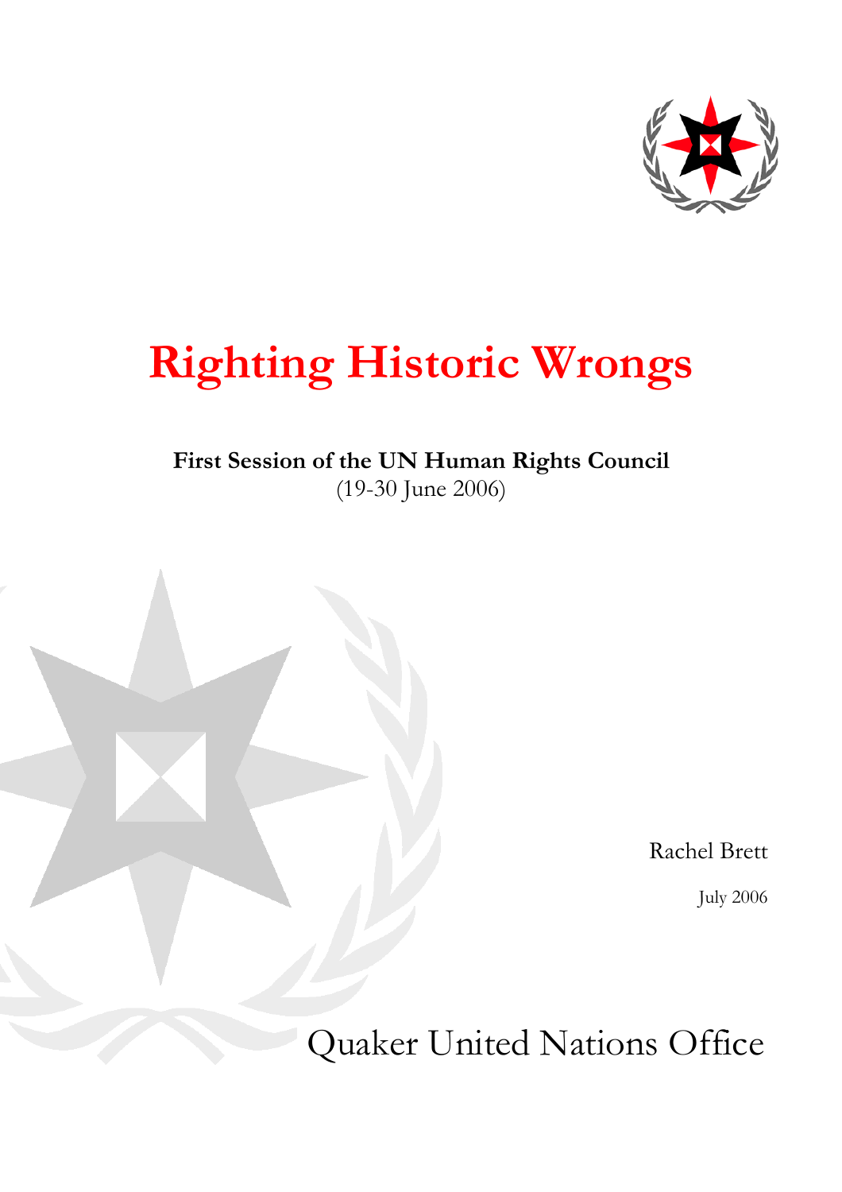# Righting Historic Wrongs

**First Session of the UN Human Rights Council**
(19-30 June 2006)

Rachel Brett

July 2006

Quaker United Nations Office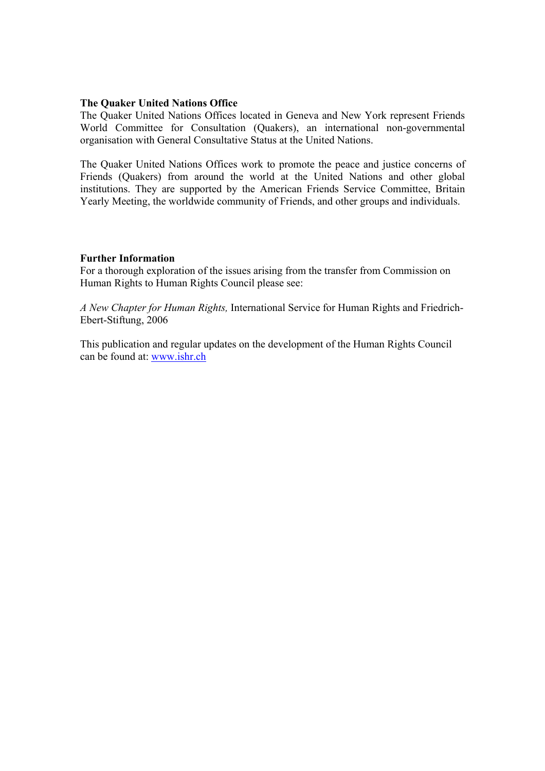**The Quaker United Nations Office**

The Quaker United Nations Offices located in Geneva and New York represent Friends World Committee for Consultation (Quakers), an international non-governmental organisation with General Consultative Status at the United Nations.

The Quaker United Nations Offices work to promote the peace and justice concerns of Friends (Quakers) from around the world at the United Nations and other global institutions. They are supported by the American Friends Service Committee, Britain Yearly Meeting, the worldwide community of Friends, and other groups and individuals.

**Further Information**

For a thorough exploration of the issues arising from the transfer from Commission on Human Rights to Human Rights Council please see:

*A New Chapter for Human Rights,* International Service for Human Rights and Friedrich-Ebert-Stiftung, 2006

This publication and regular updates on the development of the Human Rights Council can be found at: www.ishr.ch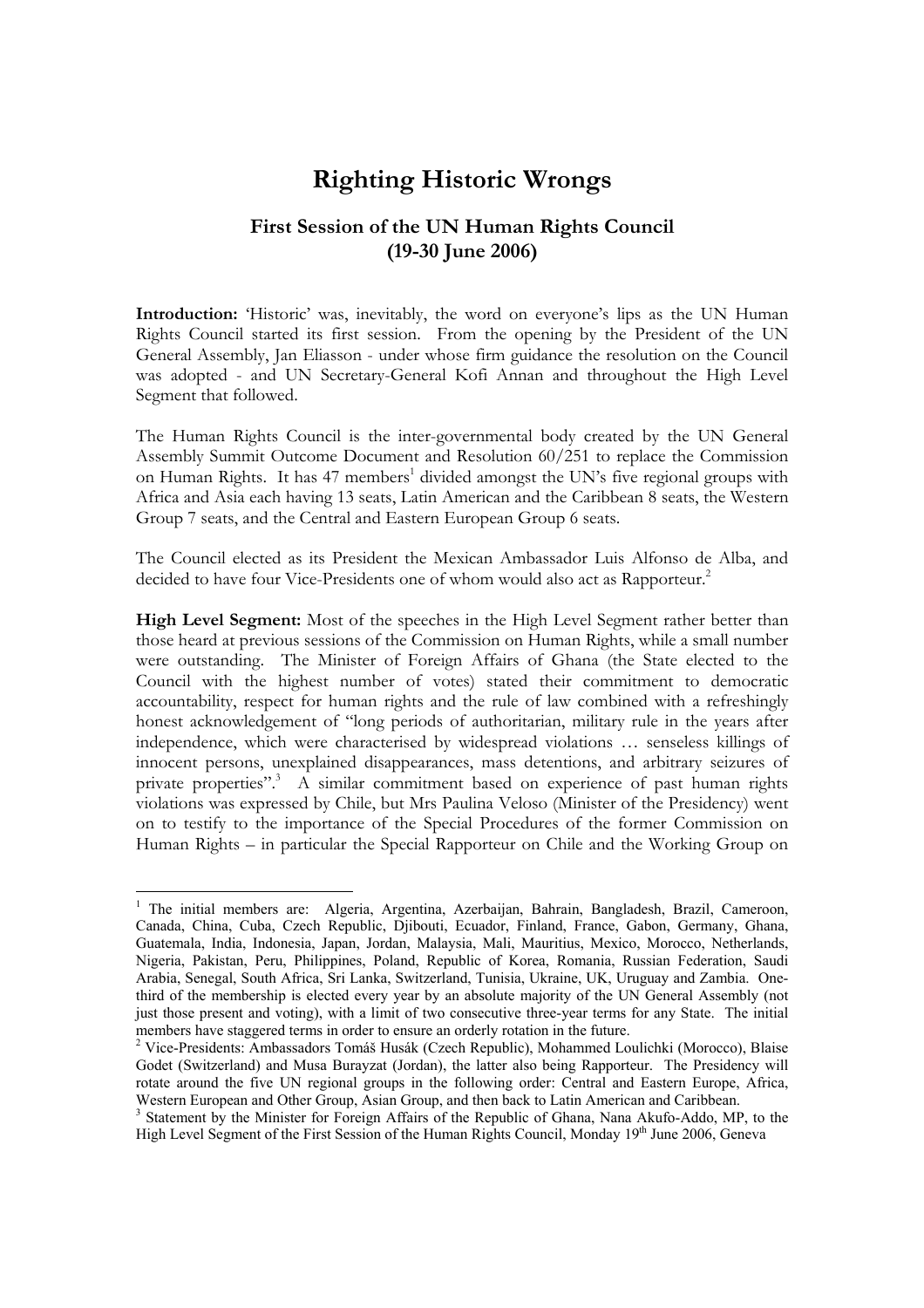# Righting Historic Wrongs

## First Session of the UN Human Rights Council (19-30 June 2006)

**Introduction:** 'Historic' was, inevitably, the word on everyone's lips as the UN Human Rights Council started its first session. From the opening by the President of the UN General Assembly, Jan Eliasson - under whose firm guidance the resolution on the Council was adopted - and UN Secretary-General Kofi Annan and throughout the High Level Segment that followed.

The Human Rights Council is the inter-governmental body created by the UN General Assembly Summit Outcome Document and Resolution 60/251 to replace the Commission on Human Rights. It has 47 members[1] divided amongst the UN's five regional groups with Africa and Asia each having 13 seats, Latin American and the Caribbean 8 seats, the Western Group 7 seats, and the Central and Eastern European Group 6 seats.

The Council elected as its President the Mexican Ambassador Luis Alfonso de Alba, and decided to have four Vice-Presidents one of whom would also act as Rapporteur.[2]

**High Level Segment:** Most of the speeches in the High Level Segment rather better than those heard at previous sessions of the Commission on Human Rights, while a small number were outstanding. The Minister of Foreign Affairs of Ghana (the State elected to the Council with the highest number of votes) stated their commitment to democratic accountability, respect for human rights and the rule of law combined with a refreshingly honest acknowledgement of "long periods of authoritarian, military rule in the years after independence, which were characterised by widespread violations … senseless killings of innocent persons, unexplained disappearances, mass detentions, and arbitrary seizures of private properties".[3] A similar commitment based on experience of past human rights violations was expressed by Chile, but Mrs Paulina Veloso (Minister of the Presidency) went on to testify to the importance of the Special Procedures of the former Commission on Human Rights – in particular the Special Rapporteur on Chile and the Working Group on

---

[1] The initial members are: Algeria, Argentina, Azerbaijan, Bahrain, Bangladesh, Brazil, Cameroon, Canada, China, Cuba, Czech Republic, Djibouti, Ecuador, Finland, France, Gabon, Germany, Ghana, Guatemala, India, Indonesia, Japan, Jordan, Malaysia, Mali, Mauritius, Mexico, Morocco, Netherlands, Nigeria, Pakistan, Peru, Philippines, Poland, Republic of Korea, Romania, Russian Federation, Saudi Arabia, Senegal, South Africa, Sri Lanka, Switzerland, Tunisia, Ukraine, UK, Uruguay and Zambia. One-third of the membership is elected every year by an absolute majority of the UN General Assembly (not just those present and voting), with a limit of two consecutive three-year terms for any State. The initial members have staggered terms in order to ensure an orderly rotation in the future.

[2] Vice-Presidents: Ambassadors Tomáš Husák (Czech Republic), Mohammed Loulichki (Morocco), Blaise Godet (Switzerland) and Musa Burayzat (Jordan), the latter also being Rapporteur. The Presidency will rotate around the five UN regional groups in the following order: Central and Eastern Europe, Africa, Western European and Other Group, Asian Group, and then back to Latin American and Caribbean.

[3] Statement by the Minister for Foreign Affairs of the Republic of Ghana, Nana Akufo-Addo, MP, to the High Level Segment of the First Session of the Human Rights Council, Monday 19th June 2006, Geneva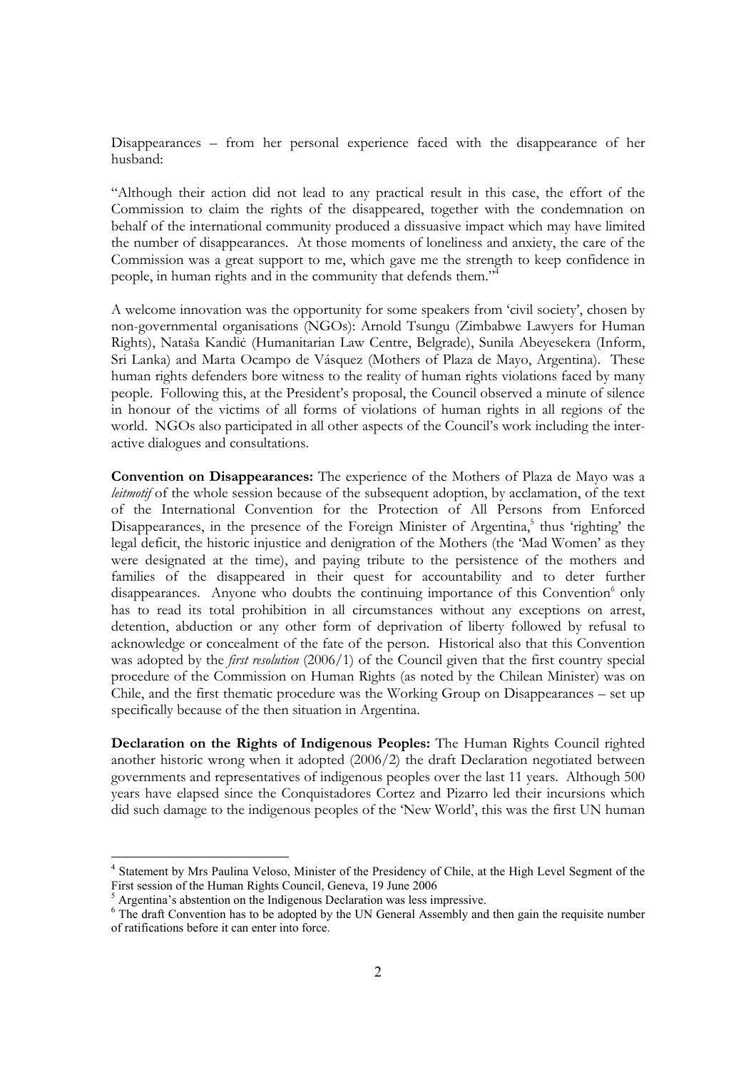Disappearances – from her personal experience faced with the disappearance of her husband:

"Although their action did not lead to any practical result in this case, the effort of the Commission to claim the rights of the disappeared, together with the condemnation on behalf of the international community produced a dissuasive impact which may have limited the number of disappearances. At those moments of loneliness and anxiety, the care of the Commission was a great support to me, which gave me the strength to keep confidence in people, in human rights and in the community that defends them."[4]

A welcome innovation was the opportunity for some speakers from 'civil society', chosen by non-governmental organisations (NGOs): Arnold Tsungu (Zimbabwe Lawyers for Human Rights), Nataša Kandić (Humanitarian Law Centre, Belgrade), Sunila Abeyesekera (Inform, Sri Lanka) and Marta Ocampo de Vásquez (Mothers of Plaza de Mayo, Argentina). These human rights defenders bore witness to the reality of human rights violations faced by many people. Following this, at the President's proposal, the Council observed a minute of silence in honour of the victims of all forms of violations of human rights in all regions of the world. NGOs also participated in all other aspects of the Council's work including the inter-active dialogues and consultations.

**Convention on Disappearances:** The experience of the Mothers of Plaza de Mayo was a *leitmotif* of the whole session because of the subsequent adoption, by acclamation, of the text of the International Convention for the Protection of All Persons from Enforced Disappearances, in the presence of the Foreign Minister of Argentina,[5] thus 'righting' the legal deficit, the historic injustice and denigration of the Mothers (the 'Mad Women' as they were designated at the time), and paying tribute to the persistence of the mothers and families of the disappeared in their quest for accountability and to deter further disappearances. Anyone who doubts the continuing importance of this Convention[6] only has to read its total prohibition in all circumstances without any exceptions on arrest, detention, abduction or any other form of deprivation of liberty followed by refusal to acknowledge or concealment of the fate of the person. Historical also that this Convention was adopted by the *first resolution* (2006/1) of the Council given that the first country special procedure of the Commission on Human Rights (as noted by the Chilean Minister) was on Chile, and the first thematic procedure was the Working Group on Disappearances – set up specifically because of the then situation in Argentina.

**Declaration on the Rights of Indigenous Peoples:** The Human Rights Council righted another historic wrong when it adopted (2006/2) the draft Declaration negotiated between governments and representatives of indigenous peoples over the last 11 years. Although 500 years have elapsed since the Conquistadores Cortez and Pizarro led their incursions which did such damage to the indigenous peoples of the 'New World', this was the first UN human

---

[4] Statement by Mrs Paulina Veloso, Minister of the Presidency of Chile, at the High Level Segment of the First session of the Human Rights Council, Geneva, 19 June 2006

[5] Argentina's abstention on the Indigenous Declaration was less impressive.

[6] The draft Convention has to be adopted by the UN General Assembly and then gain the requisite number of ratifications before it can enter into force.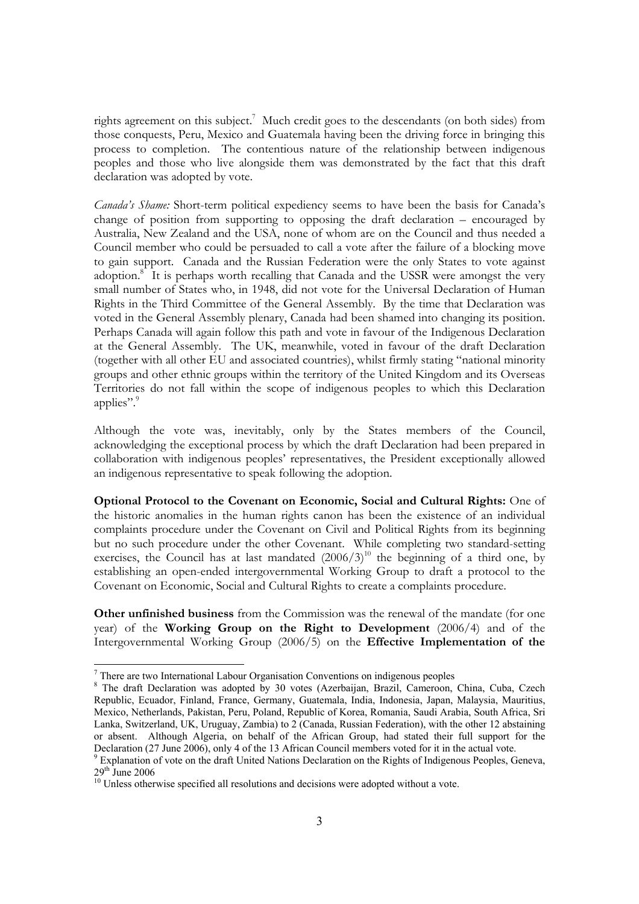rights agreement on this subject.[7] Much credit goes to the descendants (on both sides) from those conquests, Peru, Mexico and Guatemala having been the driving force in bringing this process to completion. The contentious nature of the relationship between indigenous peoples and those who live alongside them was demonstrated by the fact that this draft declaration was adopted by vote.

*Canada's Shame:* Short-term political expediency seems to have been the basis for Canada's change of position from supporting to opposing the draft declaration – encouraged by Australia, New Zealand and the USA, none of whom are on the Council and thus needed a Council member who could be persuaded to call a vote after the failure of a blocking move to gain support. Canada and the Russian Federation were the only States to vote against adoption.[8] It is perhaps worth recalling that Canada and the USSR were amongst the very small number of States who, in 1948, did not vote for the Universal Declaration of Human Rights in the Third Committee of the General Assembly. By the time that Declaration was voted in the General Assembly plenary, Canada had been shamed into changing its position. Perhaps Canada will again follow this path and vote in favour of the Indigenous Declaration at the General Assembly. The UK, meanwhile, voted in favour of the draft Declaration (together with all other EU and associated countries), whilst firmly stating "national minority groups and other ethnic groups within the territory of the United Kingdom and its Overseas Territories do not fall within the scope of indigenous peoples to which this Declaration applies".[9]

Although the vote was, inevitably, only by the States members of the Council, acknowledging the exceptional process by which the draft Declaration had been prepared in collaboration with indigenous peoples' representatives, the President exceptionally allowed an indigenous representative to speak following the adoption.

**Optional Protocol to the Covenant on Economic, Social and Cultural Rights:** One of the historic anomalies in the human rights canon has been the existence of an individual complaints procedure under the Covenant on Civil and Political Rights from its beginning but no such procedure under the other Covenant. While completing two standard-setting exercises, the Council has at last mandated (2006/3)[10] the beginning of a third one, by establishing an open-ended intergovernmental Working Group to draft a protocol to the Covenant on Economic, Social and Cultural Rights to create a complaints procedure.

**Other unfinished business** from the Commission was the renewal of the mandate (for one year) of the **Working Group on the Right to Development** (2006/4) and of the Intergovernmental Working Group (2006/5) on the **Effective Implementation of the**

---

[7] There are two International Labour Organisation Conventions on indigenous peoples

[8] The draft Declaration was adopted by 30 votes (Azerbaijan, Brazil, Cameroon, China, Cuba, Czech Republic, Ecuador, Finland, France, Germany, Guatemala, India, Indonesia, Japan, Malaysia, Mauritius, Mexico, Netherlands, Pakistan, Peru, Poland, Republic of Korea, Romania, Saudi Arabia, South Africa, Sri Lanka, Switzerland, UK, Uruguay, Zambia) to 2 (Canada, Russian Federation), with the other 12 abstaining or absent. Although Algeria, on behalf of the African Group, had stated their full support for the Declaration (27 June 2006), only 4 of the 13 African Council members voted for it in the actual vote.

[9] Explanation of vote on the draft United Nations Declaration on the Rights of Indigenous Peoples, Geneva, 29th June 2006

[10] Unless otherwise specified all resolutions and decisions were adopted without a vote.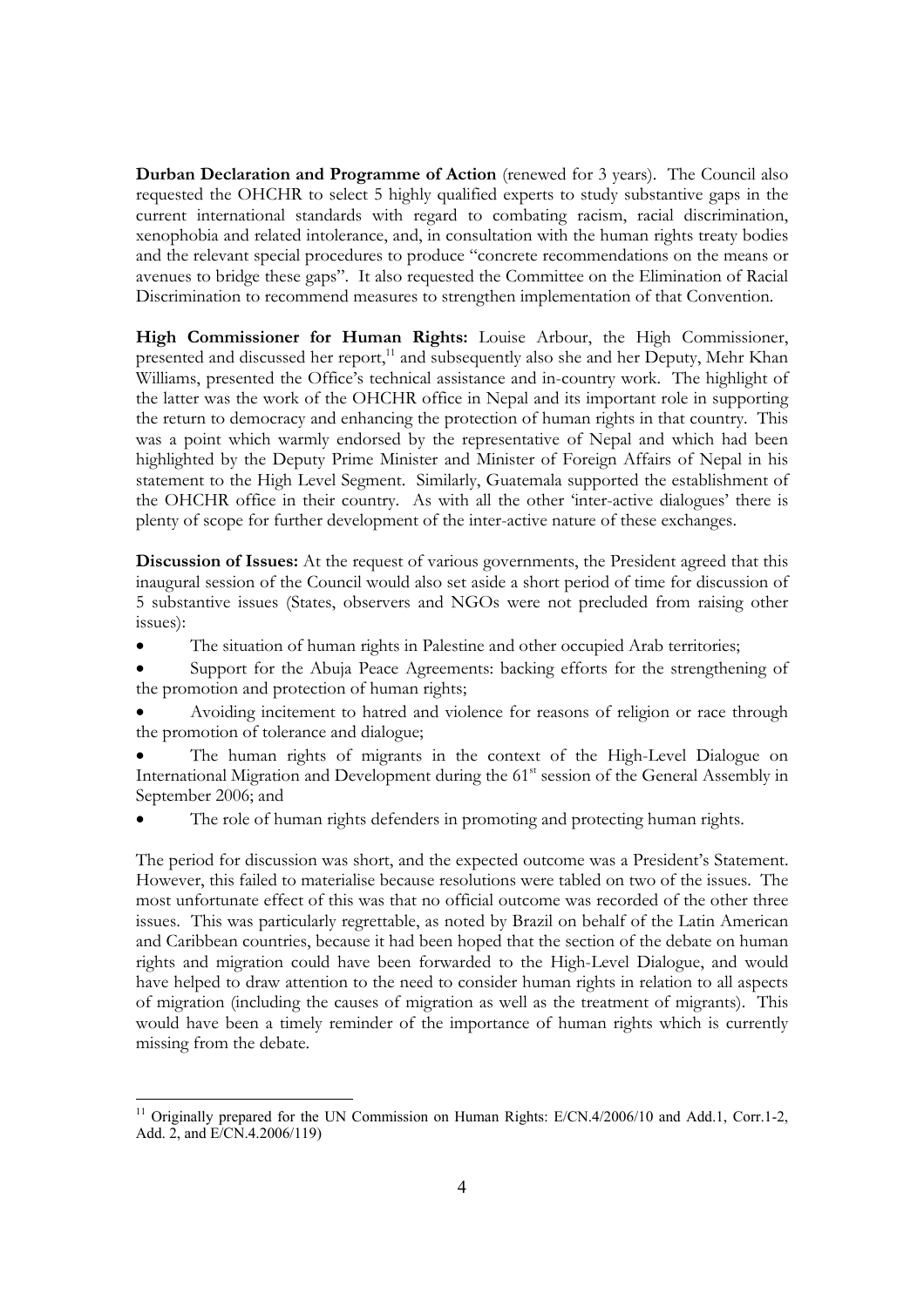**Durban Declaration and Programme of Action** (renewed for 3 years). The Council also requested the OHCHR to select 5 highly qualified experts to study substantive gaps in the current international standards with regard to combating racism, racial discrimination, xenophobia and related intolerance, and, in consultation with the human rights treaty bodies and the relevant special procedures to produce "concrete recommendations on the means or avenues to bridge these gaps". It also requested the Committee on the Elimination of Racial Discrimination to recommend measures to strengthen implementation of that Convention.

**High Commissioner for Human Rights:** Louise Arbour, the High Commissioner, presented and discussed her report,[11] and subsequently also she and her Deputy, Mehr Khan Williams, presented the Office's technical assistance and in-country work. The highlight of the latter was the work of the OHCHR office in Nepal and its important role in supporting the return to democracy and enhancing the protection of human rights in that country. This was a point which warmly endorsed by the representative of Nepal and which had been highlighted by the Deputy Prime Minister and Minister of Foreign Affairs of Nepal in his statement to the High Level Segment. Similarly, Guatemala supported the establishment of the OHCHR office in their country. As with all the other 'inter-active dialogues' there is plenty of scope for further development of the inter-active nature of these exchanges.

**Discussion of Issues:** At the request of various governments, the President agreed that this inaugural session of the Council would also set aside a short period of time for discussion of 5 substantive issues (States, observers and NGOs were not precluded from raising other issues):

- The situation of human rights in Palestine and other occupied Arab territories;
- Support for the Abuja Peace Agreements: backing efforts for the strengthening of the promotion and protection of human rights;
- Avoiding incitement to hatred and violence for reasons of religion or race through the promotion of tolerance and dialogue;
- The human rights of migrants in the context of the High-Level Dialogue on International Migration and Development during the 61st session of the General Assembly in September 2006; and
- The role of human rights defenders in promoting and protecting human rights.

The period for discussion was short, and the expected outcome was a President's Statement. However, this failed to materialise because resolutions were tabled on two of the issues. The most unfortunate effect of this was that no official outcome was recorded of the other three issues. This was particularly regrettable, as noted by Brazil on behalf of the Latin American and Caribbean countries, because it had been hoped that the section of the debate on human rights and migration could have been forwarded to the High-Level Dialogue, and would have helped to draw attention to the need to consider human rights in relation to all aspects of migration (including the causes of migration as well as the treatment of migrants). This would have been a timely reminder of the importance of human rights which is currently missing from the debate.

---

[11] Originally prepared for the UN Commission on Human Rights: E/CN.4/2006/10 and Add.1, Corr.1-2, Add. 2, and E/CN.4.2006/119)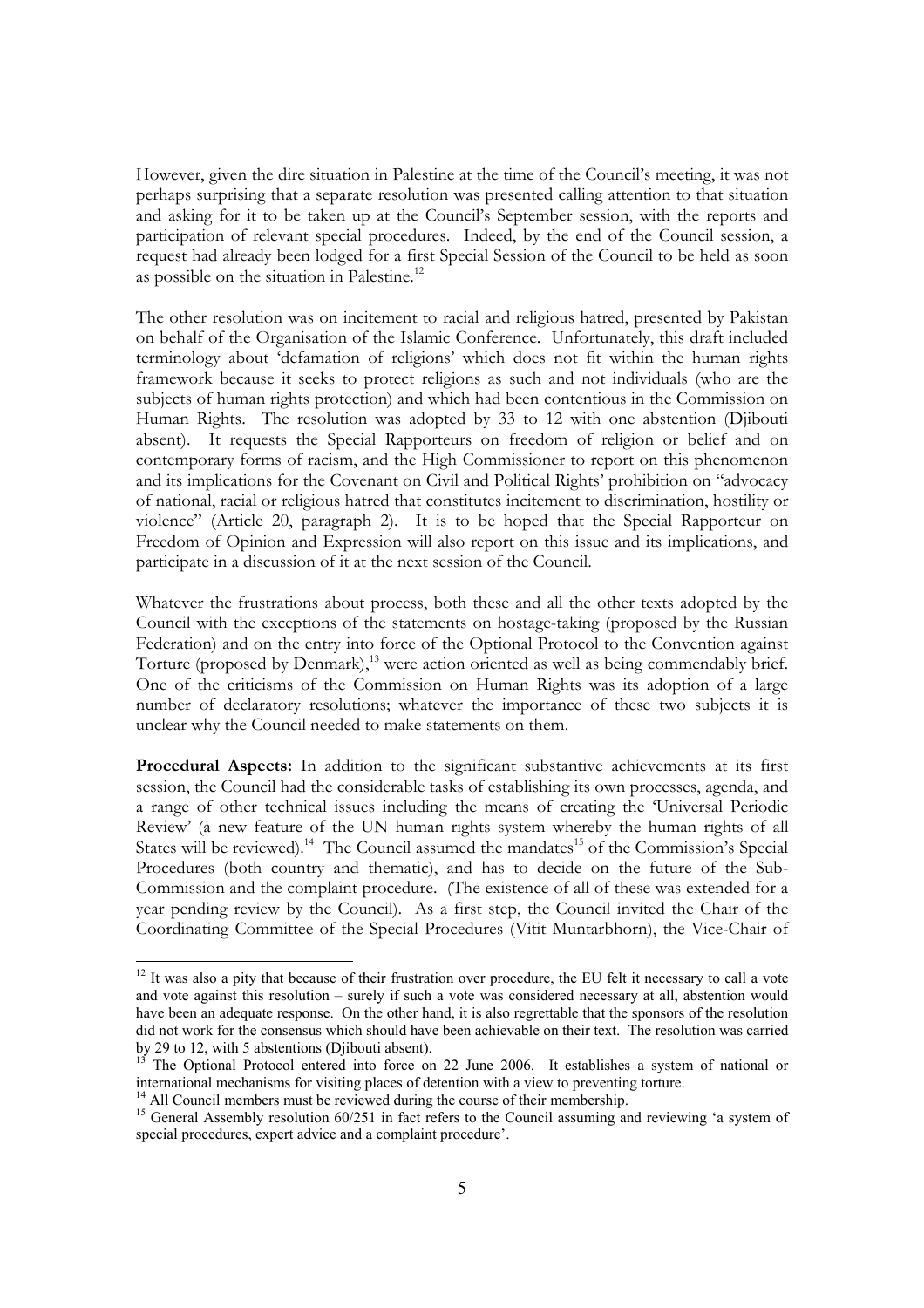However, given the dire situation in Palestine at the time of the Council's meeting, it was not perhaps surprising that a separate resolution was presented calling attention to that situation and asking for it to be taken up at the Council's September session, with the reports and participation of relevant special procedures. Indeed, by the end of the Council session, a request had already been lodged for a first Special Session of the Council to be held as soon as possible on the situation in Palestine.[12]

The other resolution was on incitement to racial and religious hatred, presented by Pakistan on behalf of the Organisation of the Islamic Conference. Unfortunately, this draft included terminology about 'defamation of religions' which does not fit within the human rights framework because it seeks to protect religions as such and not individuals (who are the subjects of human rights protection) and which had been contentious in the Commission on Human Rights. The resolution was adopted by 33 to 12 with one abstention (Djibouti absent). It requests the Special Rapporteurs on freedom of religion or belief and on contemporary forms of racism, and the High Commissioner to report on this phenomenon and its implications for the Covenant on Civil and Political Rights' prohibition on "advocacy of national, racial or religious hatred that constitutes incitement to discrimination, hostility or violence" (Article 20, paragraph 2). It is to be hoped that the Special Rapporteur on Freedom of Opinion and Expression will also report on this issue and its implications, and participate in a discussion of it at the next session of the Council.

Whatever the frustrations about process, both these and all the other texts adopted by the Council with the exceptions of the statements on hostage-taking (proposed by the Russian Federation) and on the entry into force of the Optional Protocol to the Convention against Torture (proposed by Denmark),[13] were action oriented as well as being commendably brief. One of the criticisms of the Commission on Human Rights was its adoption of a large number of declaratory resolutions; whatever the importance of these two subjects it is unclear why the Council needed to make statements on them.

**Procedural Aspects:** In addition to the significant substantive achievements at its first session, the Council had the considerable tasks of establishing its own processes, agenda, and a range of other technical issues including the means of creating the 'Universal Periodic Review' (a new feature of the UN human rights system whereby the human rights of all States will be reviewed).[14] The Council assumed the mandates[15] of the Commission's Special Procedures (both country and thematic), and has to decide on the future of the Sub-Commission and the complaint procedure. (The existence of all of these was extended for a year pending review by the Council). As a first step, the Council invited the Chair of the Coordinating Committee of the Special Procedures (Vitit Muntarbhorn), the Vice-Chair of

---

[12] It was also a pity that because of their frustration over procedure, the EU felt it necessary to call a vote and vote against this resolution – surely if such a vote was considered necessary at all, abstention would have been an adequate response. On the other hand, it is also regrettable that the sponsors of the resolution did not work for the consensus which should have been achievable on their text. The resolution was carried by 29 to 12, with 5 abstentions (Djibouti absent).

[13] The Optional Protocol entered into force on 22 June 2006. It establishes a system of national or international mechanisms for visiting places of detention with a view to preventing torture.

[14] All Council members must be reviewed during the course of their membership.

[15] General Assembly resolution 60/251 in fact refers to the Council assuming and reviewing 'a system of special procedures, expert advice and a complaint procedure'.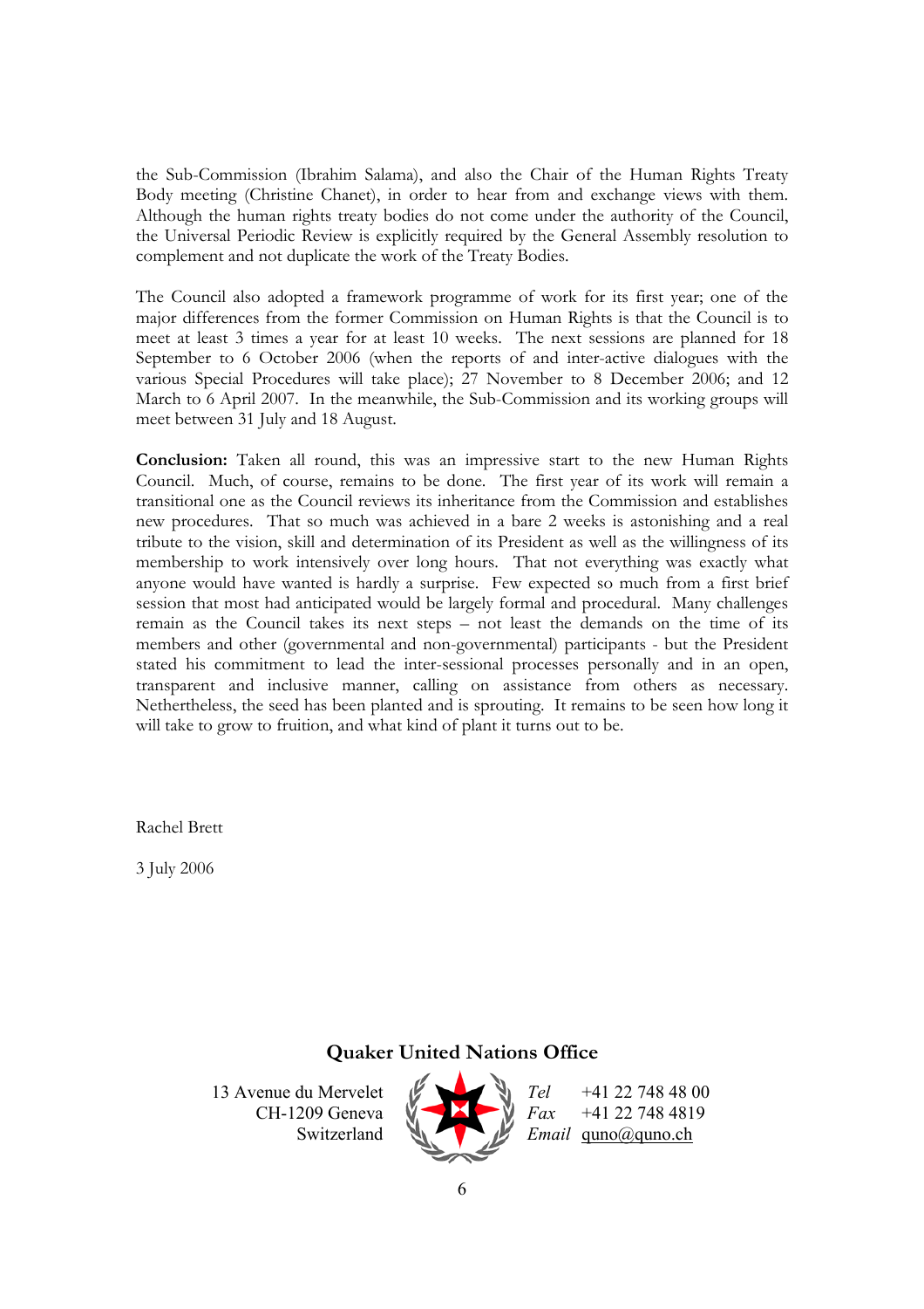the Sub-Commission (Ibrahim Salama), and also the Chair of the Human Rights Treaty Body meeting (Christine Chanet), in order to hear from and exchange views with them. Although the human rights treaty bodies do not come under the authority of the Council, the Universal Periodic Review is explicitly required by the General Assembly resolution to complement and not duplicate the work of the Treaty Bodies.

The Council also adopted a framework programme of work for its first year; one of the major differences from the former Commission on Human Rights is that the Council is to meet at least 3 times a year for at least 10 weeks. The next sessions are planned for 18 September to 6 October 2006 (when the reports of and inter-active dialogues with the various Special Procedures will take place); 27 November to 8 December 2006; and 12 March to 6 April 2007. In the meanwhile, the Sub-Commission and its working groups will meet between 31 July and 18 August.

**Conclusion:** Taken all round, this was an impressive start to the new Human Rights Council. Much, of course, remains to be done. The first year of its work will remain a transitional one as the Council reviews its inheritance from the Commission and establishes new procedures. That so much was achieved in a bare 2 weeks is astonishing and a real tribute to the vision, skill and determination of its President as well as the willingness of its membership to work intensively over long hours. That not everything was exactly what anyone would have wanted is hardly a surprise. Few expected so much from a first brief session that most had anticipated would be largely formal and procedural. Many challenges remain as the Council takes its next steps – not least the demands on the time of its members and other (governmental and non-governmental) participants - but the President stated his commitment to lead the inter-sessional processes personally and in an open, transparent and inclusive manner, calling on assistance from others as necessary. Nethertheless, the seed has been planted and is sprouting. It remains to be seen how long it will take to grow to fruition, and what kind of plant it turns out to be.

Rachel Brett

3 July 2006

**Quaker United Nations Office**

13 Avenue du Mervelet
CH-1209 Geneva
Switzerland

*Tel* +41 22 748 48 00
*Fax* +41 22 748 4819
*Email* quno@quno.ch